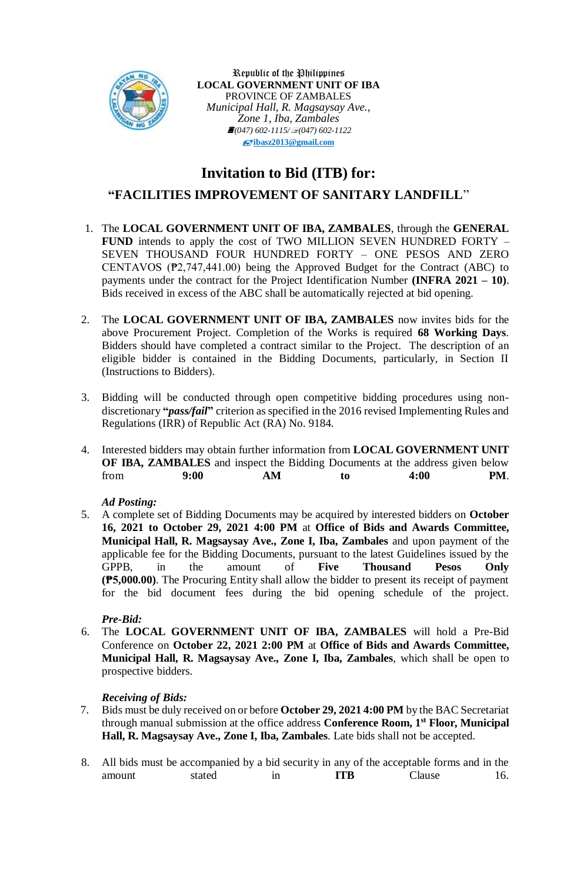Republic of the Philippines
**LOCAL GOVERNMENT UNIT OF IBA**
PROVINCE OF ZAMBALES
*Municipal Hall, R. Magsaysay Ave.,*
*Zone 1, Iba, Zambales*
*(047) 602-1115/ (047) 602-1122*
**ibasz2013@gmail.com**

# Invitation to Bid (ITB) for:

## "FACILITIES IMPROVEMENT OF SANITARY LANDFILL"

1. The **LOCAL GOVERNMENT UNIT OF IBA, ZAMBALES**, through the **GENERAL FUND** intends to apply the cost of TWO MILLION SEVEN HUNDRED FORTY – SEVEN THOUSAND FOUR HUNDRED FORTY – ONE PESOS AND ZERO CENTAVOS (₱2,747,441.00) being the Approved Budget for the Contract (ABC) to payments under the contract for the Project Identification Number **(INFRA 2021 – 10)**. Bids received in excess of the ABC shall be automatically rejected at bid opening.

2. The **LOCAL GOVERNMENT UNIT OF IBA, ZAMBALES** now invites bids for the above Procurement Project. Completion of the Works is required **68 Working Days**. Bidders should have completed a contract similar to the Project. The description of an eligible bidder is contained in the Bidding Documents, particularly, in Section II (Instructions to Bidders).

3. Bidding will be conducted through open competitive bidding procedures using non-discretionary **"*pass/fail*"** criterion as specified in the 2016 revised Implementing Rules and Regulations (IRR) of Republic Act (RA) No. 9184.

4. Interested bidders may obtain further information from **LOCAL GOVERNMENT UNIT OF IBA, ZAMBALES** and inspect the Bidding Documents at the address given below from **9:00 AM to 4:00 PM**.

***Ad Posting:***

5. A complete set of Bidding Documents may be acquired by interested bidders on **October 16, 2021 to October 29, 2021 4:00 PM** at **Office of Bids and Awards Committee, Municipal Hall, R. Magsaysay Ave., Zone I, Iba, Zambales** and upon payment of the applicable fee for the Bidding Documents, pursuant to the latest Guidelines issued by the GPPB, in the amount of **Five Thousand Pesos Only (₱5,000.00)**. The Procuring Entity shall allow the bidder to present its receipt of payment for the bid document fees during the bid opening schedule of the project.

***Pre-Bid:***

6. The **LOCAL GOVERNMENT UNIT OF IBA, ZAMBALES** will hold a Pre-Bid Conference on **October 22, 2021 2:00 PM** at **Office of Bids and Awards Committee, Municipal Hall, R. Magsaysay Ave., Zone I, Iba, Zambales**, which shall be open to prospective bidders.

***Receiving of Bids:***

7. Bids must be duly received on or before **October 29, 2021 4:00 PM** by the BAC Secretariat through manual submission at the office address **Conference Room, 1st Floor, Municipal Hall, R. Magsaysay Ave., Zone I, Iba, Zambales**. Late bids shall not be accepted.

8. All bids must be accompanied by a bid security in any of the acceptable forms and in the amount stated in **ITB** Clause 16.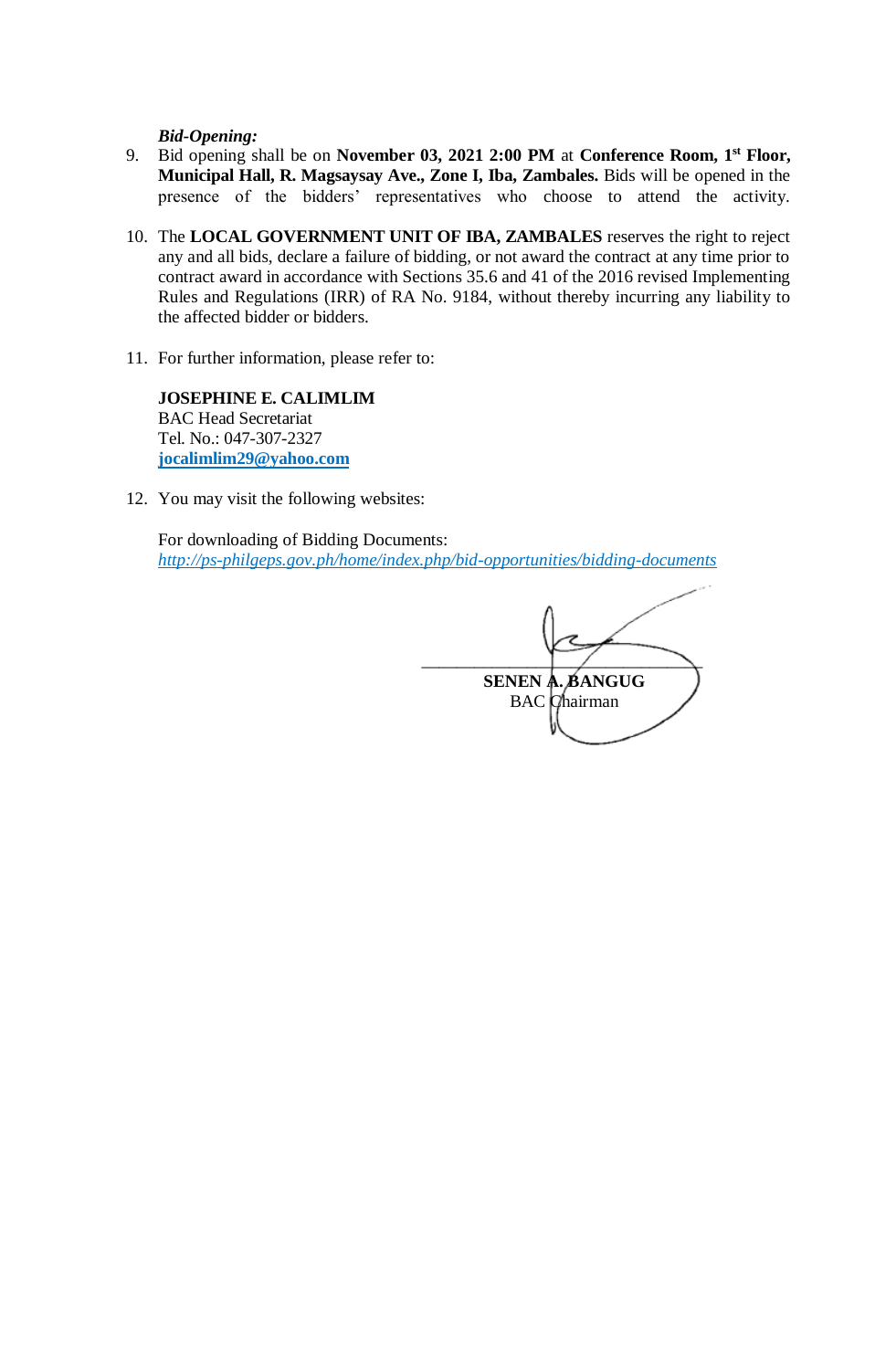***Bid-Opening:***

9. Bid opening shall be on **November 03, 2021 2:00 PM** at **Conference Room, 1st Floor, Municipal Hall, R. Magsaysay Ave., Zone I, Iba, Zambales.** Bids will be opened in the presence of the bidders' representatives who choose to attend the activity.

10. The **LOCAL GOVERNMENT UNIT OF IBA, ZAMBALES** reserves the right to reject any and all bids, declare a failure of bidding, or not award the contract at any time prior to contract award in accordance with Sections 35.6 and 41 of the 2016 revised Implementing Rules and Regulations (IRR) of RA No. 9184, without thereby incurring any liability to the affected bidder or bidders.

11. For further information, please refer to:

    **JOSEPHINE E. CALIMLIM**
    BAC Head Secretariat
    Tel. No.: 047-307-2327
    **jocalimlim29@yahoo.com**

12. You may visit the following websites:

    For downloading of Bidding Documents:
    *http://ps-philgeps.gov.ph/home/index.php/bid-opportunities/bidding-documents*

**SENEN A. BANGUG**
BAC Chairman